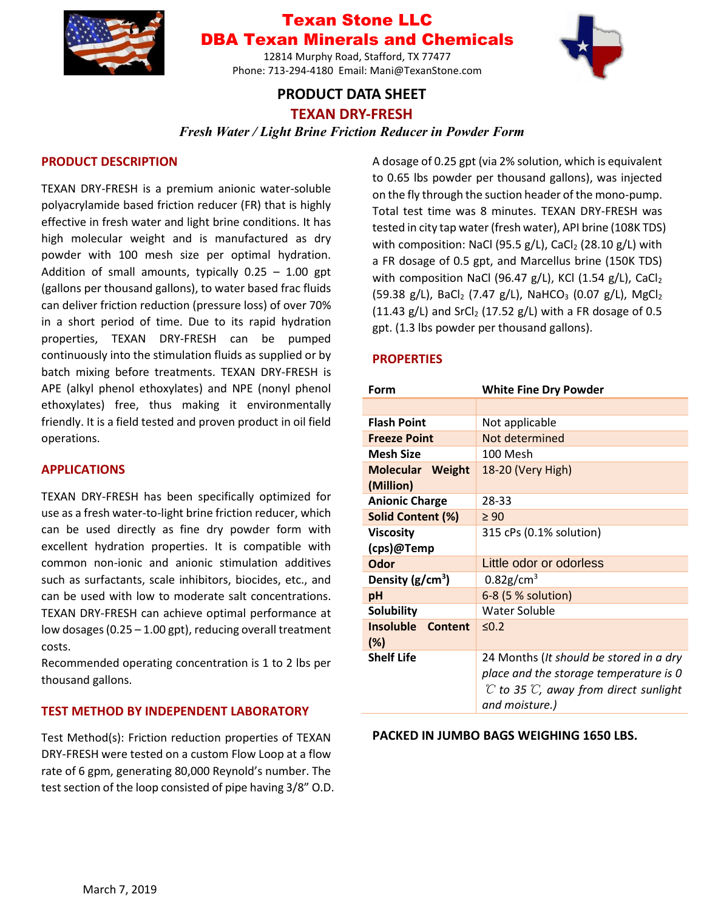# Texan Stone LLC
# DBA Texan Minerals and Chemicals

12814 Murphy Road, Stafford, TX 77477
Phone: 713-294-4180 Email: Mani@TexanStone.com

## PRODUCT DATA SHEET

## TEXAN DRY-FRESH

*Fresh Water / Light Brine Friction Reducer in Powder Form*

### PRODUCT DESCRIPTION

TEXAN DRY-FRESH is a premium anionic water-soluble polyacrylamide based friction reducer (FR) that is highly effective in fresh water and light brine conditions. It has high molecular weight and is manufactured as dry powder with 100 mesh size per optimal hydration. Addition of small amounts, typically 0.25 – 1.00 gpt (gallons per thousand gallons), to water based frac fluids can deliver friction reduction (pressure loss) of over 70% in a short period of time. Due to its rapid hydration properties, TEXAN DRY-FRESH can be pumped continuously into the stimulation fluids as supplied or by batch mixing before treatments. TEXAN DRY-FRESH is APE (alkyl phenol ethoxylates) and NPE (nonyl phenol ethoxylates) free, thus making it environmentally friendly. It is a field tested and proven product in oil field operations.

### APPLICATIONS

TEXAN DRY-FRESH has been specifically optimized for use as a fresh water-to-light brine friction reducer, which can be used directly as fine dry powder form with excellent hydration properties. It is compatible with common non-ionic and anionic stimulation additives such as surfactants, scale inhibitors, biocides, etc., and can be used with low to moderate salt concentrations. TEXAN DRY-FRESH can achieve optimal performance at low dosages (0.25 – 1.00 gpt), reducing overall treatment costs.

Recommended operating concentration is 1 to 2 lbs per thousand gallons.

### TEST METHOD BY INDEPENDENT LABORATORY

Test Method(s): Friction reduction properties of TEXAN DRY-FRESH were tested on a custom Flow Loop at a flow rate of 6 gpm, generating 80,000 Reynold's number. The test section of the loop consisted of pipe having 3/8" O.D. A dosage of 0.25 gpt (via 2% solution, which is equivalent to 0.65 lbs powder per thousand gallons), was injected on the fly through the suction header of the mono-pump. Total test time was 8 minutes. TEXAN DRY-FRESH was tested in city tap water (fresh water), API brine (108K TDS) with composition: NaCl (95.5 g/L), $CaCl_2$ (28.10 g/L) with a FR dosage of 0.5 gpt, and Marcellus brine (150K TDS) with composition NaCl (96.47 g/L), KCl (1.54 g/L), $CaCl_2$ (59.38 g/L), $BaCl_2$ (7.47 g/L), $NaHCO_3$ (0.07 g/L), $MgCl_2$ (11.43 g/L) and $SrCl_2$ (17.52 g/L) with a FR dosage of 0.5 gpt. (1.3 lbs powder per thousand gallons).

### PROPERTIES

| Form | White Fine Dry Powder |
|---|---|
| | |
| Flash Point | Not applicable |
| Freeze Point | Not determined |
| Mesh Size | 100 Mesh |
| Molecular Weight (Million) | 18-20 (Very High) |
| Anionic Charge | 28-33 |
| Solid Content (%) | ≥ 90 |
| Viscosity (cps)@Temp | 315 cPs (0.1% solution) |
| Odor | Little odor or odorless |
| Density (g/cm$^3$) | 0.82g/cm$^3$ |
| pH | 6-8 (5 % solution) |
| Solubility | Water Soluble |
| Insoluble Content (%) | ≤0.2 |
| Shelf Life | 24 Months (*It should be stored in a dry place and the storage temperature is 0 ℃ to 35 ℃, away from direct sunlight and moisture.*) |

**PACKED IN JUMBO BAGS WEIGHING 1650 LBS.**

March 7, 2019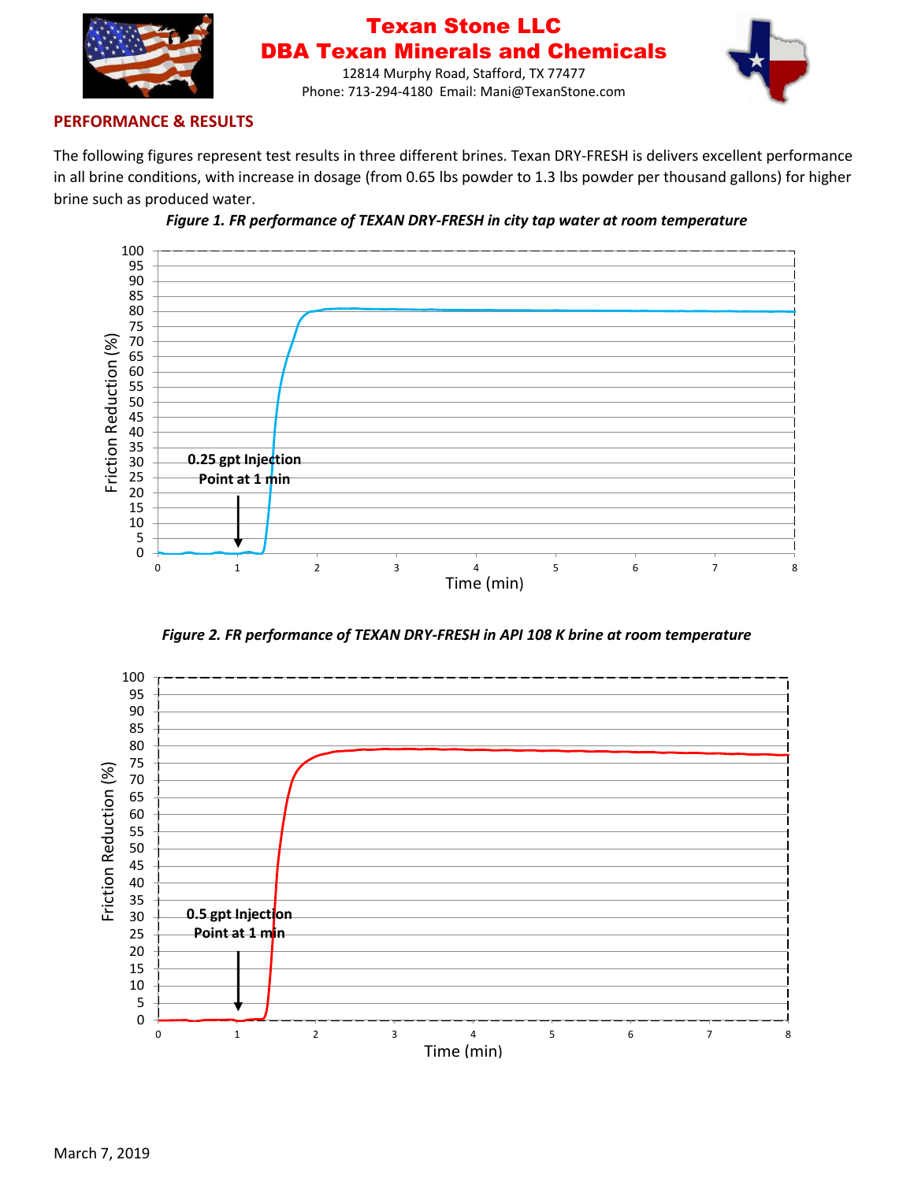**Texan Stone LLC**
**DBA Texan Minerals and Chemicals**
12814 Murphy Road, Stafford, TX 77477
Phone: 713-294-4180 Email: Mani@TexanStone.com

## PERFORMANCE & RESULTS

The following figures represent test results in three different brines. Texan DRY-FRESH is delivers excellent performance in all brine conditions, with increase in dosage (from 0.65 lbs powder to 1.3 lbs powder per thousand gallons) for higher brine such as produced water.

***Figure 1. FR performance of TEXAN DRY-FRESH in city tap water at room temperature***

0.25 gpt Injection Point at 1 min

***Figure 2. FR performance of TEXAN DRY-FRESH in API 108 K brine at room temperature***

0.5 gpt Injection Point at 1 min

March 7, 2019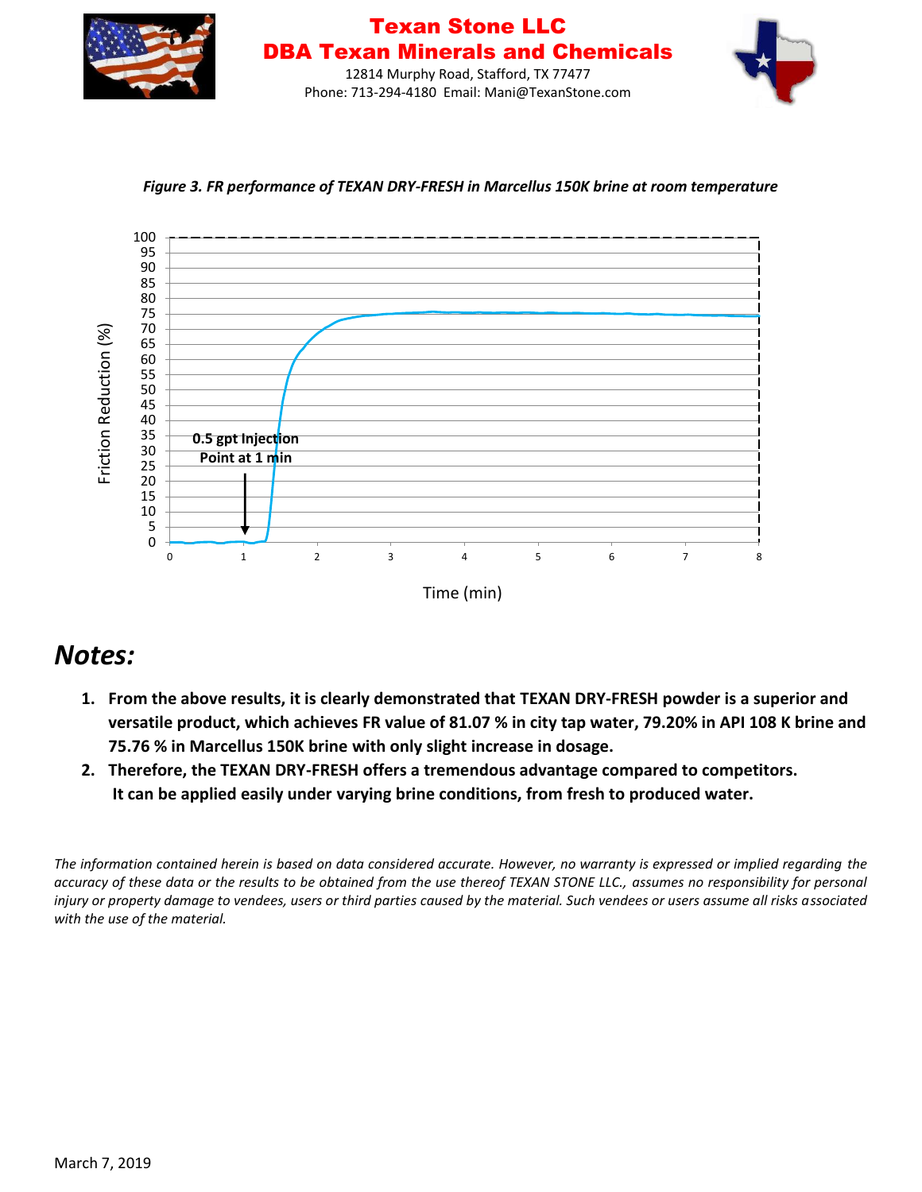# Texan Stone LLC
# DBA Texan Minerals and Chemicals

12814 Murphy Road, Stafford, TX 77477
Phone: 713-294-4180 Email: Mani@TexanStone.com

*Figure 3. FR performance of TEXAN DRY-FRESH in Marcellus 150K brine at room temperature*

Friction Reduction (%)

100
95
90
85
80
75
70
65
60
55
50
45
40
35
30
25
20
15
10
5
0

0.5 gpt Injection
Point at 1 min

0 1 2 3 4 5 6 7 8

Time (min)

## *Notes:*

1. **From the above results, it is clearly demonstrated that TEXAN DRY-FRESH powder is a superior and versatile product, which achieves FR value of 81.07 % in city tap water, 79.20% in API 108 K brine and 75.76 % in Marcellus 150K brine with only slight increase in dosage.**
2. **Therefore, the TEXAN DRY-FRESH offers a tremendous advantage compared to competitors. It can be applied easily under varying brine conditions, from fresh to produced water.**

*The information contained herein is based on data considered accurate. However, no warranty is expressed or implied regarding the accuracy of these data or the results to be obtained from the use thereof TEXAN STONE LLC., assumes no responsibility for personal injury or property damage to vendees, users or third parties caused by the material. Such vendees or users assume all risks associated with the use of the material.*

March 7, 2019